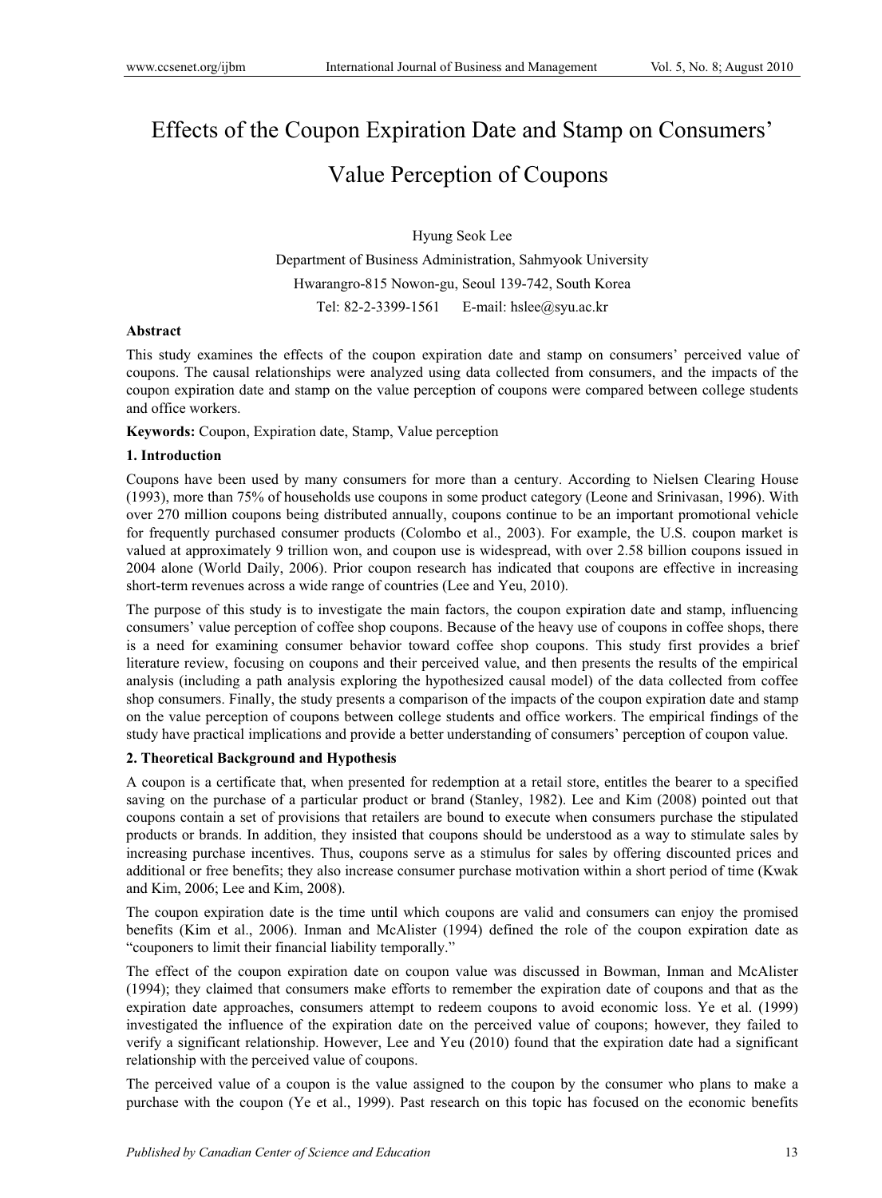# Effects of the Coupon Expiration Date and Stamp on Consumers' Value Perception of Coupons

Hyung Seok Lee

Department of Business Administration, Sahmyook University

Hwarangro-815 Nowon-gu, Seoul 139-742, South Korea

Tel: 82-2-3399-1561 E-mail: hslee@syu.ac.kr

**Abstract**

This study examines the effects of the coupon expiration date and stamp on consumers' perceived value of coupons. The causal relationships were analyzed using data collected from consumers, and the impacts of the coupon expiration date and stamp on the value perception of coupons were compared between college students and office workers.

**Keywords:** Coupon, Expiration date, Stamp, Value perception

## 1. Introduction

Coupons have been used by many consumers for more than a century. According to Nielsen Clearing House (1993), more than 75% of households use coupons in some product category (Leone and Srinivasan, 1996). With over 270 million coupons being distributed annually, coupons continue to be an important promotional vehicle for frequently purchased consumer products (Colombo et al., 2003). For example, the U.S. coupon market is valued at approximately 9 trillion won, and coupon use is widespread, with over 2.58 billion coupons issued in 2004 alone (World Daily, 2006). Prior coupon research has indicated that coupons are effective in increasing short-term revenues across a wide range of countries (Lee and Yeu, 2010).

The purpose of this study is to investigate the main factors, the coupon expiration date and stamp, influencing consumers' value perception of coffee shop coupons. Because of the heavy use of coupons in coffee shops, there is a need for examining consumer behavior toward coffee shop coupons. This study first provides a brief literature review, focusing on coupons and their perceived value, and then presents the results of the empirical analysis (including a path analysis exploring the hypothesized causal model) of the data collected from coffee shop consumers. Finally, the study presents a comparison of the impacts of the coupon expiration date and stamp on the value perception of coupons between college students and office workers. The empirical findings of the study have practical implications and provide a better understanding of consumers' perception of coupon value.

## 2. Theoretical Background and Hypothesis

A coupon is a certificate that, when presented for redemption at a retail store, entitles the bearer to a specified saving on the purchase of a particular product or brand (Stanley, 1982). Lee and Kim (2008) pointed out that coupons contain a set of provisions that retailers are bound to execute when consumers purchase the stipulated products or brands. In addition, they insisted that coupons should be understood as a way to stimulate sales by increasing purchase incentives. Thus, coupons serve as a stimulus for sales by offering discounted prices and additional or free benefits; they also increase consumer purchase motivation within a short period of time (Kwak and Kim, 2006; Lee and Kim, 2008).

The coupon expiration date is the time until which coupons are valid and consumers can enjoy the promised benefits (Kim et al., 2006). Inman and McAlister (1994) defined the role of the coupon expiration date as "couponers to limit their financial liability temporally."

The effect of the coupon expiration date on coupon value was discussed in Bowman, Inman and McAlister (1994); they claimed that consumers make efforts to remember the expiration date of coupons and that as the expiration date approaches, consumers attempt to redeem coupons to avoid economic loss. Ye et al. (1999) investigated the influence of the expiration date on the perceived value of coupons; however, they failed to verify a significant relationship. However, Lee and Yeu (2010) found that the expiration date had a significant relationship with the perceived value of coupons.

The perceived value of a coupon is the value assigned to the coupon by the consumer who plans to make a purchase with the coupon (Ye et al., 1999). Past research on this topic has focused on the economic benefits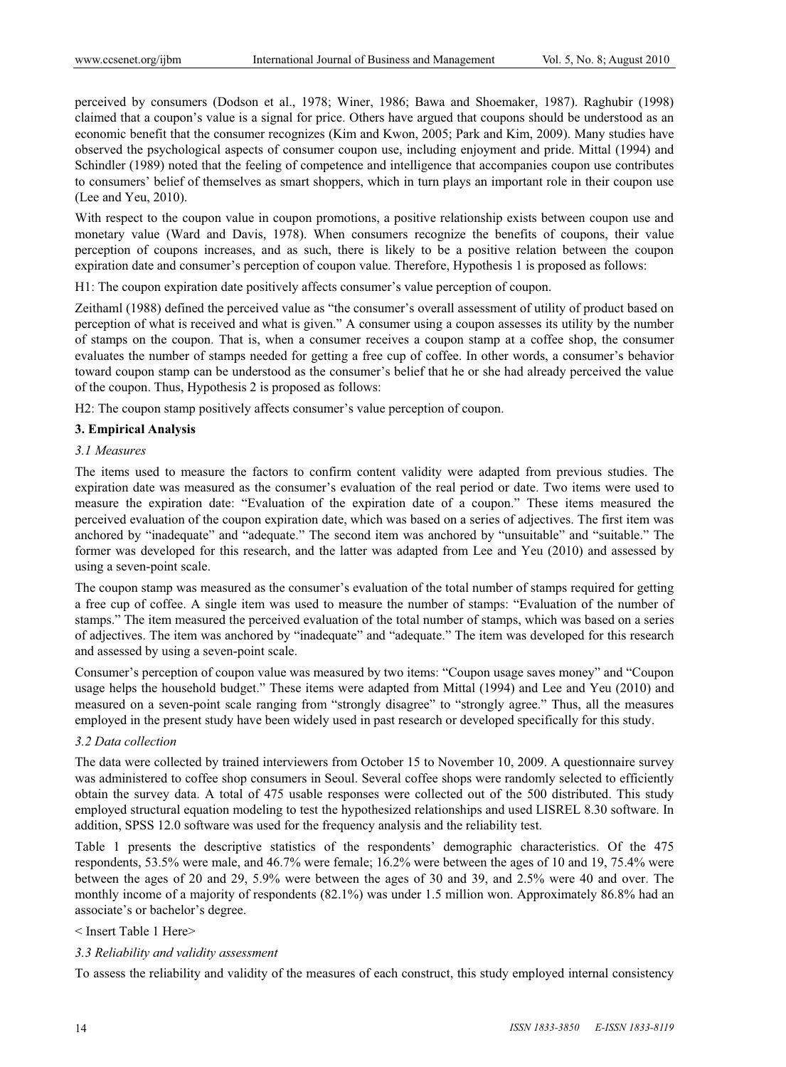perceived by consumers (Dodson et al., 1978; Winer, 1986; Bawa and Shoemaker, 1987). Raghubir (1998) claimed that a coupon's value is a signal for price. Others have argued that coupons should be understood as an economic benefit that the consumer recognizes (Kim and Kwon, 2005; Park and Kim, 2009). Many studies have observed the psychological aspects of consumer coupon use, including enjoyment and pride. Mittal (1994) and Schindler (1989) noted that the feeling of competence and intelligence that accompanies coupon use contributes to consumers' belief of themselves as smart shoppers, which in turn plays an important role in their coupon use (Lee and Yeu, 2010).

With respect to the coupon value in coupon promotions, a positive relationship exists between coupon use and monetary value (Ward and Davis, 1978). When consumers recognize the benefits of coupons, their value perception of coupons increases, and as such, there is likely to be a positive relation between the coupon expiration date and consumer's perception of coupon value. Therefore, Hypothesis 1 is proposed as follows:

H1: The coupon expiration date positively affects consumer's value perception of coupon.

Zeithaml (1988) defined the perceived value as "the consumer's overall assessment of utility of product based on perception of what is received and what is given." A consumer using a coupon assesses its utility by the number of stamps on the coupon. That is, when a consumer receives a coupon stamp at a coffee shop, the consumer evaluates the number of stamps needed for getting a free cup of coffee. In other words, a consumer's behavior toward coupon stamp can be understood as the consumer's belief that he or she had already perceived the value of the coupon. Thus, Hypothesis 2 is proposed as follows:

H2: The coupon stamp positively affects consumer's value perception of coupon.

## 3. Empirical Analysis

### *3.1 Measures*

The items used to measure the factors to confirm content validity were adapted from previous studies. The expiration date was measured as the consumer's evaluation of the real period or date. Two items were used to measure the expiration date: "Evaluation of the expiration date of a coupon." These items measured the perceived evaluation of the coupon expiration date, which was based on a series of adjectives. The first item was anchored by "inadequate" and "adequate." The second item was anchored by "unsuitable" and "suitable." The former was developed for this research, and the latter was adapted from Lee and Yeu (2010) and assessed by using a seven-point scale.

The coupon stamp was measured as the consumer's evaluation of the total number of stamps required for getting a free cup of coffee. A single item was used to measure the number of stamps: "Evaluation of the number of stamps." The item measured the perceived evaluation of the total number of stamps, which was based on a series of adjectives. The item was anchored by "inadequate" and "adequate." The item was developed for this research and assessed by using a seven-point scale.

Consumer's perception of coupon value was measured by two items: "Coupon usage saves money" and "Coupon usage helps the household budget." These items were adapted from Mittal (1994) and Lee and Yeu (2010) and measured on a seven-point scale ranging from "strongly disagree" to "strongly agree." Thus, all the measures employed in the present study have been widely used in past research or developed specifically for this study.

### *3.2 Data collection*

The data were collected by trained interviewers from October 15 to November 10, 2009. A questionnaire survey was administered to coffee shop consumers in Seoul. Several coffee shops were randomly selected to efficiently obtain the survey data. A total of 475 usable responses were collected out of the 500 distributed. This study employed structural equation modeling to test the hypothesized relationships and used LISREL 8.30 software. In addition, SPSS 12.0 software was used for the frequency analysis and the reliability test.

Table 1 presents the descriptive statistics of the respondents' demographic characteristics. Of the 475 respondents, 53.5% were male, and 46.7% were female; 16.2% were between the ages of 10 and 19, 75.4% were between the ages of 20 and 29, 5.9% were between the ages of 30 and 39, and 2.5% were 40 and over. The monthly income of a majority of respondents (82.1%) was under 1.5 million won. Approximately 86.8% had an associate's or bachelor's degree.

< Insert Table 1 Here>

### *3.3 Reliability and validity assessment*

To assess the reliability and validity of the measures of each construct, this study employed internal consistency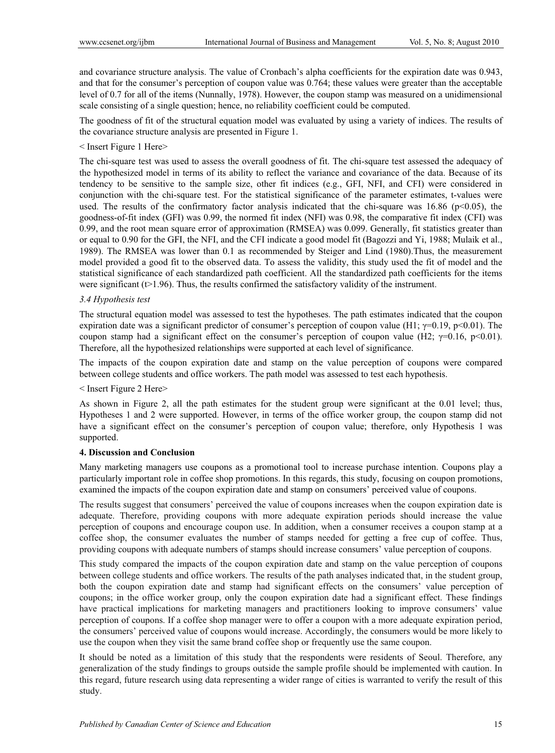and covariance structure analysis. The value of Cronbach's alpha coefficients for the expiration date was 0.943, and that for the consumer's perception of coupon value was 0.764; these values were greater than the acceptable level of 0.7 for all of the items (Nunnally, 1978). However, the coupon stamp was measured on a unidimensional scale consisting of a single question; hence, no reliability coefficient could be computed.

The goodness of fit of the structural equation model was evaluated by using a variety of indices. The results of the covariance structure analysis are presented in Figure 1.

< Insert Figure 1 Here>

The chi-square test was used to assess the overall goodness of fit. The chi-square test assessed the adequacy of the hypothesized model in terms of its ability to reflect the variance and covariance of the data. Because of its tendency to be sensitive to the sample size, other fit indices (e.g., GFI, NFI, and CFI) were considered in conjunction with the chi-square test. For the statistical significance of the parameter estimates, t-values were used. The results of the confirmatory factor analysis indicated that the chi-square was 16.86 ($p<0.05$), the goodness-of-fit index (GFI) was 0.99, the normed fit index (NFI) was 0.98, the comparative fit index (CFI) was 0.99, and the root mean square error of approximation (RMSEA) was 0.099. Generally, fit statistics greater than or equal to 0.90 for the GFI, the NFI, and the CFI indicate a good model fit (Bagozzi and Yi, 1988; Mulaik et al., 1989). The RMSEA was lower than 0.1 as recommended by Steiger and Lind (1980).Thus, the measurement model provided a good fit to the observed data. To assess the validity, this study used the fit of model and the statistical significance of each standardized path coefficient. All the standardized path coefficients for the items were significant ($t>1.96$). Thus, the results confirmed the satisfactory validity of the instrument.

### *3.4 Hypothesis test*

The structural equation model was assessed to test the hypotheses. The path estimates indicated that the coupon expiration date was a significant predictor of consumer's perception of coupon value (H1; $\gamma=0.19$, $p<0.01$). The coupon stamp had a significant effect on the consumer's perception of coupon value (H2; $\gamma=0.16$, $p<0.01$). Therefore, all the hypothesized relationships were supported at each level of significance.

The impacts of the coupon expiration date and stamp on the value perception of coupons were compared between college students and office workers. The path model was assessed to test each hypothesis.

< Insert Figure 2 Here>

As shown in Figure 2, all the path estimates for the student group were significant at the 0.01 level; thus, Hypotheses 1 and 2 were supported. However, in terms of the office worker group, the coupon stamp did not have a significant effect on the consumer's perception of coupon value; therefore, only Hypothesis 1 was supported.

## 4. Discussion and Conclusion

Many marketing managers use coupons as a promotional tool to increase purchase intention. Coupons play a particularly important role in coffee shop promotions. In this regards, this study, focusing on coupon promotions, examined the impacts of the coupon expiration date and stamp on consumers' perceived value of coupons.

The results suggest that consumers' perceived the value of coupons increases when the coupon expiration date is adequate. Therefore, providing coupons with more adequate expiration periods should increase the value perception of coupons and encourage coupon use. In addition, when a consumer receives a coupon stamp at a coffee shop, the consumer evaluates the number of stamps needed for getting a free cup of coffee. Thus, providing coupons with adequate numbers of stamps should increase consumers' value perception of coupons.

This study compared the impacts of the coupon expiration date and stamp on the value perception of coupons between college students and office workers. The results of the path analyses indicated that, in the student group, both the coupon expiration date and stamp had significant effects on the consumers' value perception of coupons; in the office worker group, only the coupon expiration date had a significant effect. These findings have practical implications for marketing managers and practitioners looking to improve consumers' value perception of coupons. If a coffee shop manager were to offer a coupon with a more adequate expiration period, the consumers' perceived value of coupons would increase. Accordingly, the consumers would be more likely to use the coupon when they visit the same brand coffee shop or frequently use the same coupon.

It should be noted as a limitation of this study that the respondents were residents of Seoul. Therefore, any generalization of the study findings to groups outside the sample profile should be implemented with caution. In this regard, future research using data representing a wider range of cities is warranted to verify the result of this study.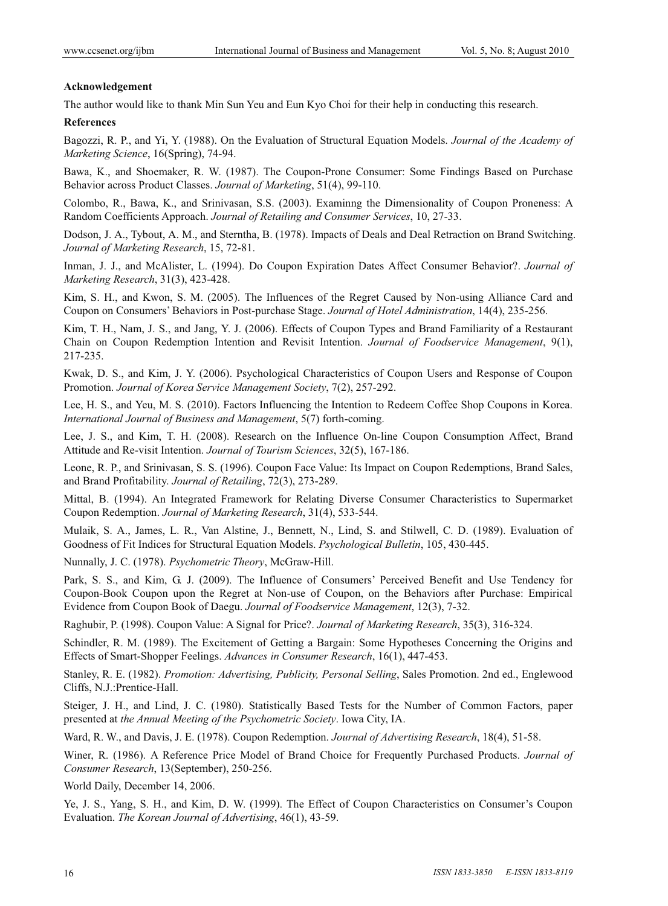**Acknowledgement**

The author would like to thank Min Sun Yeu and Eun Kyo Choi for their help in conducting this research.

**References**

Bagozzi, R. P., and Yi, Y. (1988). On the Evaluation of Structural Equation Models. *Journal of the Academy of Marketing Science*, 16(Spring), 74-94.

Bawa, K., and Shoemaker, R. W. (1987). The Coupon-Prone Consumer: Some Findings Based on Purchase Behavior across Product Classes. *Journal of Marketing*, 51(4), 99-110.

Colombo, R., Bawa, K., and Srinivasan, S.S. (2003). Examinng the Dimensionality of Coupon Proneness: A Random Coefficients Approach. *Journal of Retailing and Consumer Services*, 10, 27-33.

Dodson, J. A., Tybout, A. M., and Sterntha, B. (1978). Impacts of Deals and Deal Retraction on Brand Switching. *Journal of Marketing Research*, 15, 72-81.

Inman, J. J., and McAlister, L. (1994). Do Coupon Expiration Dates Affect Consumer Behavior?. *Journal of Marketing Research*, 31(3), 423-428.

Kim, S. H., and Kwon, S. M. (2005). The Influences of the Regret Caused by Non-using Alliance Card and Coupon on Consumers' Behaviors in Post-purchase Stage. *Journal of Hotel Administration*, 14(4), 235-256.

Kim, T. H., Nam, J. S., and Jang, Y. J. (2006). Effects of Coupon Types and Brand Familiarity of a Restaurant Chain on Coupon Redemption Intention and Revisit Intention. *Journal of Foodservice Management*, 9(1), 217-235.

Kwak, D. S., and Kim, J. Y. (2006). Psychological Characteristics of Coupon Users and Response of Coupon Promotion. *Journal of Korea Service Management Society*, 7(2), 257-292.

Lee, H. S., and Yeu, M. S. (2010). Factors Influencing the Intention to Redeem Coffee Shop Coupons in Korea. *International Journal of Business and Management*, 5(7) forth-coming.

Lee, J. S., and Kim, T. H. (2008). Research on the Influence On-line Coupon Consumption Affect, Brand Attitude and Re-visit Intention. *Journal of Tourism Sciences*, 32(5), 167-186.

Leone, R. P., and Srinivasan, S. S. (1996). Coupon Face Value: Its Impact on Coupon Redemptions, Brand Sales, and Brand Profitability. *Journal of Retailing*, 72(3), 273-289.

Mittal, B. (1994). An Integrated Framework for Relating Diverse Consumer Characteristics to Supermarket Coupon Redemption. *Journal of Marketing Research*, 31(4), 533-544.

Mulaik, S. A., James, L. R., Van Alstine, J., Bennett, N., Lind, S. and Stilwell, C. D. (1989). Evaluation of Goodness of Fit Indices for Structural Equation Models. *Psychological Bulletin*, 105, 430-445.

Nunnally, J. C. (1978). *Psychometric Theory*, McGraw-Hill.

Park, S. S., and Kim, G. J. (2009). The Influence of Consumers' Perceived Benefit and Use Tendency for Coupon-Book Coupon upon the Regret at Non-use of Coupon, on the Behaviors after Purchase: Empirical Evidence from Coupon Book of Daegu. *Journal of Foodservice Management*, 12(3), 7-32.

Raghubir, P. (1998). Coupon Value: A Signal for Price?. *Journal of Marketing Research*, 35(3), 316-324.

Schindler, R. M. (1989). The Excitement of Getting a Bargain: Some Hypotheses Concerning the Origins and Effects of Smart-Shopper Feelings. *Advances in Consumer Research*, 16(1), 447-453.

Stanley, R. E. (1982). *Promotion: Advertising, Publicity, Personal Selling*, Sales Promotion. 2nd ed., Englewood Cliffs, N.J.:Prentice-Hall.

Steiger, J. H., and Lind, J. C. (1980). Statistically Based Tests for the Number of Common Factors, paper presented at *the Annual Meeting of the Psychometric Society*. Iowa City, IA.

Ward, R. W., and Davis, J. E. (1978). Coupon Redemption. *Journal of Advertising Research*, 18(4), 51-58.

Winer, R. (1986). A Reference Price Model of Brand Choice for Frequently Purchased Products. *Journal of Consumer Research*, 13(September), 250-256.

World Daily, December 14, 2006.

Ye, J. S., Yang, S. H., and Kim, D. W. (1999). The Effect of Coupon Characteristics on Consumer's Coupon Evaluation. *The Korean Journal of Advertising*, 46(1), 43-59.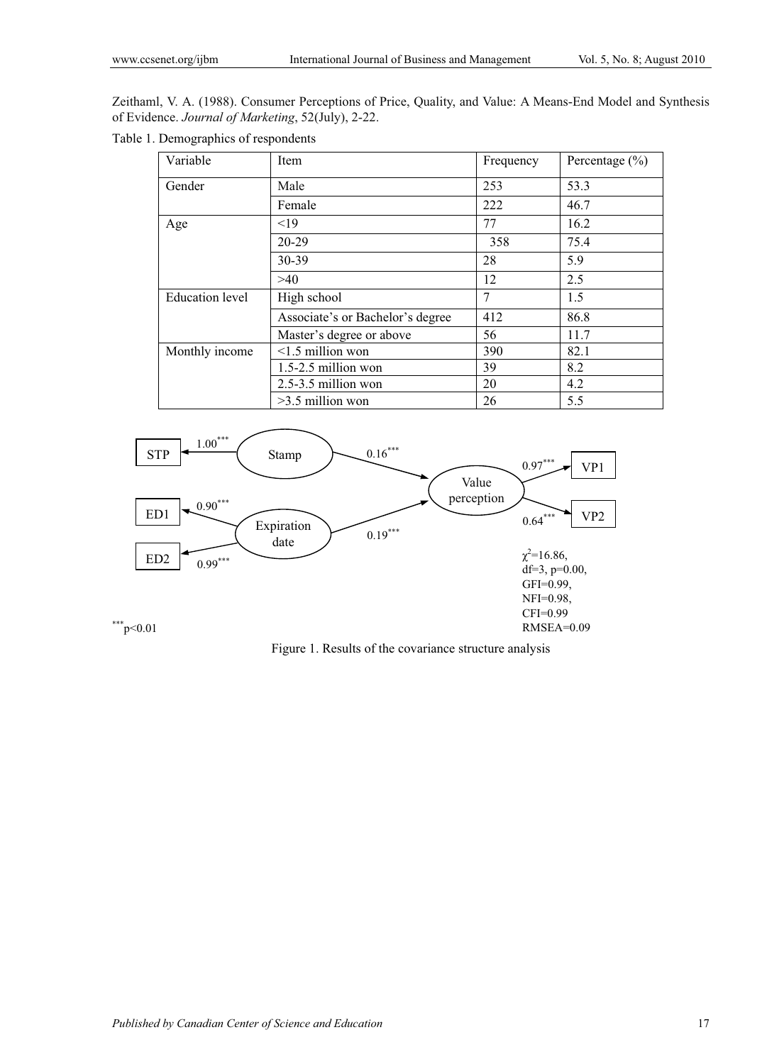Zeithaml, V. A. (1988). Consumer Perceptions of Price, Quality, and Value: A Means-End Model and Synthesis of Evidence. *Journal of Marketing*, 52(July), 2-22.

Table 1. Demographics of respondents

| Variable | Item | Frequency | Percentage (%) |
|---|---|---|---|
| Gender | Male | 253 | 53.3 |
| | Female | 222 | 46.7 |
| Age | <19 | 77 | 16.2 |
| | 20-29 | 358 | 75.4 |
| | 30-39 | 28 | 5.9 |
| | >40 | 12 | 2.5 |
| Education level | High school | 7 | 1.5 |
| | Associate's or Bachelor's degree | 412 | 86.8 |
| | Master's degree or above | 56 | 11.7 |
| Monthly income | <1.5 million won | 390 | 82.1 |
| | 1.5-2.5 million won | 39 | 8.2 |
| | 2.5-3.5 million won | 20 | 4.2 |
| | >3.5 million won | 26 | 5.5 |

STP ← Stamp: $1.00^{***}$; ED1 ← Expiration date: $0.90^{***}$; ED2 ← Expiration date: $0.99^{***}$; Stamp → Value perception: $0.16^{***}$; Expiration date → Value perception: $0.19^{***}$; Value perception → VP1: $0.97^{***}$; Value perception → VP2: $0.64^{***}$

$\chi^2$=16.86, df=3, p=0.00, GFI=0.99, NFI=0.98, CFI=0.99 RMSEA=0.09

$^{***}p<0.01$

Figure 1. Results of the covariance structure analysis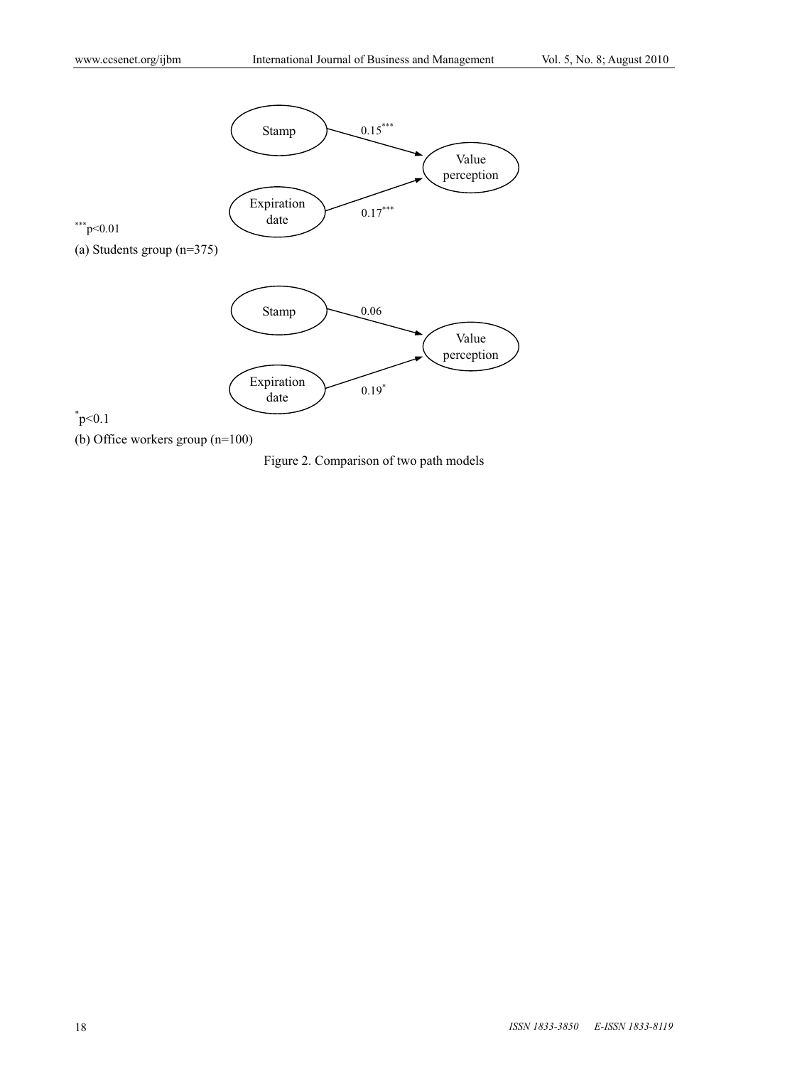Stamp

0.15***

Value perception

Expiration date

0.17***

***p<0.01

(a) Students group (n=375)

Stamp

0.06

Value perception

Expiration date

0.19*

*p<0.1

(b) Office workers group (n=100)

Figure 2. Comparison of two path models